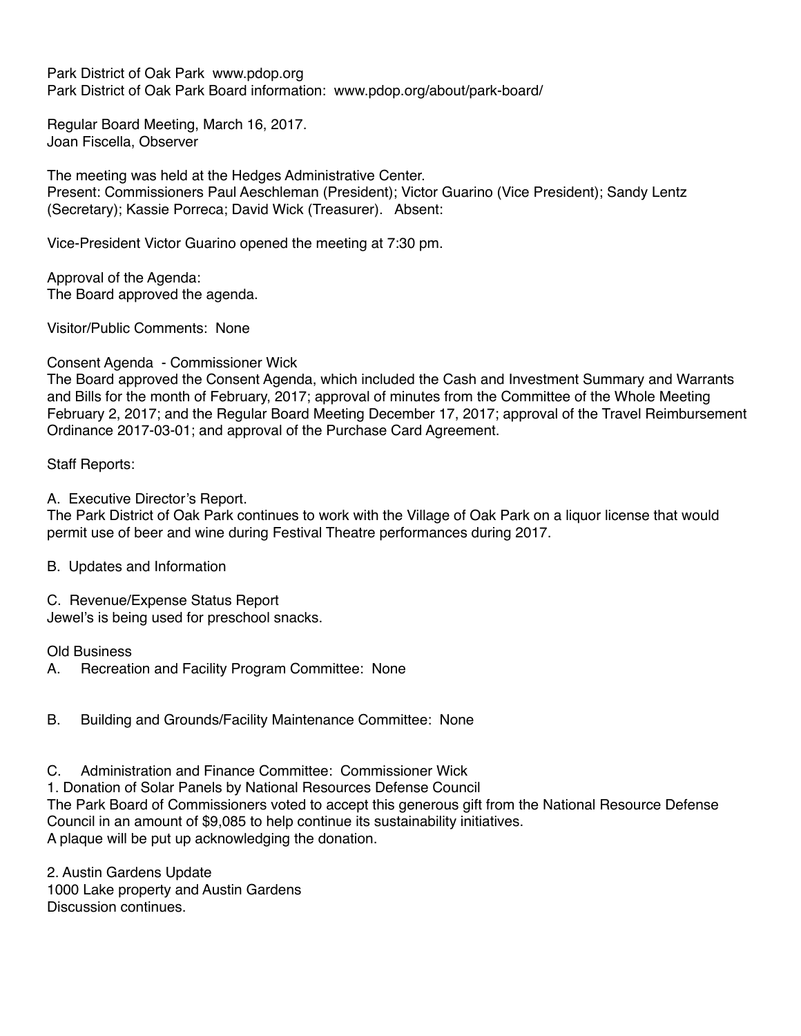Park District of Oak Park www.pdop.org
Park District of Oak Park Board information: www.pdop.org/about/park-board/

Regular Board Meeting, March 16, 2017.
Joan Fiscella, Observer

The meeting was held at the Hedges Administrative Center.
Present: Commissioners Paul Aeschleman (President); Victor Guarino (Vice President); Sandy Lentz (Secretary); Kassie Porreca; David Wick (Treasurer). Absent:

Vice-President Victor Guarino opened the meeting at 7:30 pm.

Approval of the Agenda:
The Board approved the agenda.

Visitor/Public Comments: None

Consent Agenda - Commissioner Wick
The Board approved the Consent Agenda, which included the Cash and Investment Summary and Warrants and Bills for the month of February, 2017; approval of minutes from the Committee of the Whole Meeting February 2, 2017; and the Regular Board Meeting December 17, 2017; approval of the Travel Reimbursement Ordinance 2017-03-01; and approval of the Purchase Card Agreement.

Staff Reports:

A. Executive Director's Report.
The Park District of Oak Park continues to work with the Village of Oak Park on a liquor license that would permit use of beer and wine during Festival Theatre performances during 2017.

B. Updates and Information

C. Revenue/Expense Status Report
Jewel's is being used for preschool snacks.

Old Business

A. Recreation and Facility Program Committee: None

B. Building and Grounds/Facility Maintenance Committee: None

C. Administration and Finance Committee: Commissioner Wick

1. Donation of Solar Panels by National Resources Defense Council
The Park Board of Commissioners voted to accept this generous gift from the National Resource Defense Council in an amount of $9,085 to help continue its sustainability initiatives.
A plaque will be put up acknowledging the donation.

2. Austin Gardens Update
1000 Lake property and Austin Gardens
Discussion continues.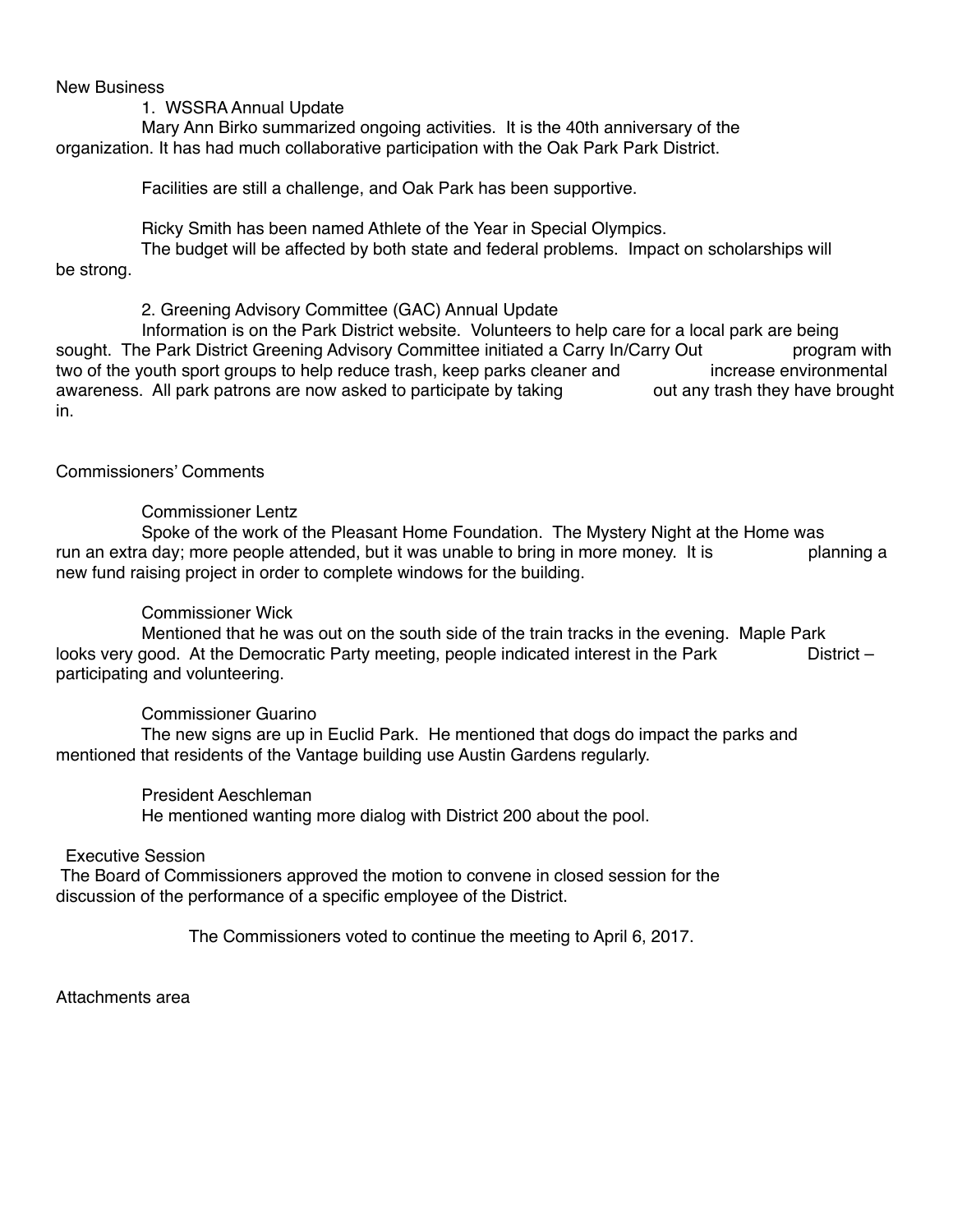New Business

1. WSSRA Annual Update

Mary Ann Birko summarized ongoing activities. It is the 40th anniversary of the organization. It has had much collaborative participation with the Oak Park Park District.

Facilities are still a challenge, and Oak Park has been supportive.

Ricky Smith has been named Athlete of the Year in Special Olympics.

The budget will be affected by both state and federal problems. Impact on scholarships will be strong.

2. Greening Advisory Committee (GAC) Annual Update

Information is on the Park District website. Volunteers to help care for a local park are being sought. The Park District Greening Advisory Committee initiated a Carry In/Carry Out program with two of the youth sport groups to help reduce trash, keep parks cleaner and increase environmental awareness. All park patrons are now asked to participate by taking out any trash they have brought in.

Commissioners' Comments

Commissioner Lentz

Spoke of the work of the Pleasant Home Foundation. The Mystery Night at the Home was run an extra day; more people attended, but it was unable to bring in more money. It is planning a new fund raising project in order to complete windows for the building.

Commissioner Wick

Mentioned that he was out on the south side of the train tracks in the evening. Maple Park looks very good. At the Democratic Party meeting, people indicated interest in the Park District – participating and volunteering.

Commissioner Guarino

The new signs are up in Euclid Park. He mentioned that dogs do impact the parks and mentioned that residents of the Vantage building use Austin Gardens regularly.

President Aeschleman

He mentioned wanting more dialog with District 200 about the pool.

Executive Session

The Board of Commissioners approved the motion to convene in closed session for the discussion of the performance of a specific employee of the District.

The Commissioners voted to continue the meeting to April 6, 2017.

Attachments area